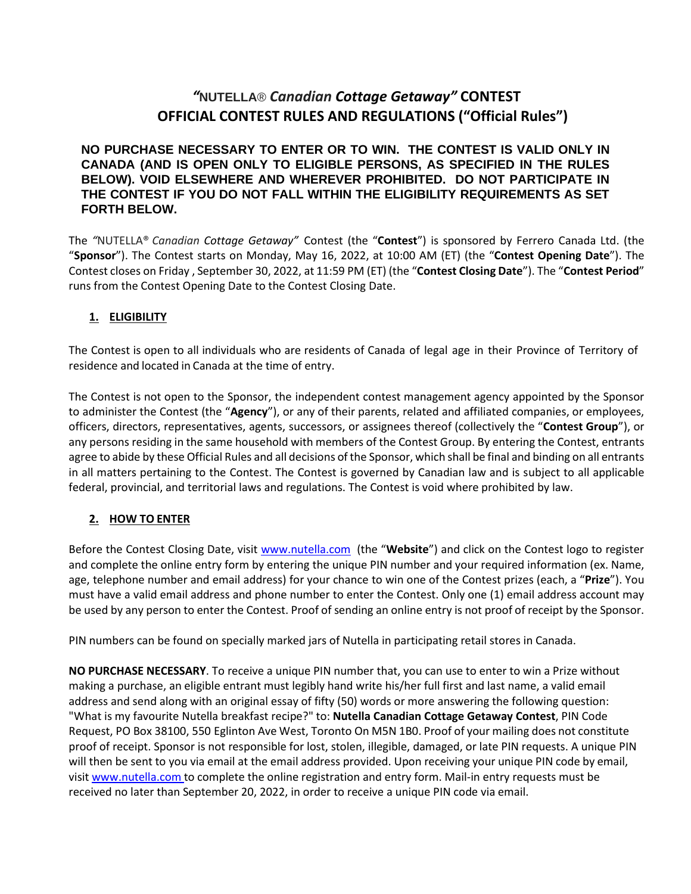# *"*NUTELLA® *Canadian Cottage Getaway"* CONTEST
# OFFICIAL CONTEST RULES AND REGULATIONS ("Official Rules")

**NO PURCHASE NECESSARY TO ENTER OR TO WIN. THE CONTEST IS VALID ONLY IN CANADA (AND IS OPEN ONLY TO ELIGIBLE PERSONS, AS SPECIFIED IN THE RULES BELOW). VOID ELSEWHERE AND WHEREVER PROHIBITED. DO NOT PARTICIPATE IN THE CONTEST IF YOU DO NOT FALL WITHIN THE ELIGIBILITY REQUIREMENTS AS SET FORTH BELOW.**

The *"*NUTELLA® *Canadian Cottage Getaway"* Contest (the "**Contest**") is sponsored by Ferrero Canada Ltd. (the "**Sponsor**"). The Contest starts on Monday, May 16, 2022, at 10:00 AM (ET) (the "**Contest Opening Date**"). The Contest closes on Friday , September 30, 2022, at 11:59 PM (ET) (the "**Contest Closing Date**"). The "**Contest Period**" runs from the Contest Opening Date to the Contest Closing Date.

## 1. ELIGIBILITY

The Contest is open to all individuals who are residents of Canada of legal age in their Province of Territory of residence and located in Canada at the time of entry.

The Contest is not open to the Sponsor, the independent contest management agency appointed by the Sponsor to administer the Contest (the "**Agency**"), or any of their parents, related and affiliated companies, or employees, officers, directors, representatives, agents, successors, or assignees thereof (collectively the "**Contest Group**"), or any persons residing in the same household with members of the Contest Group. By entering the Contest, entrants agree to abide by these Official Rules and all decisions of the Sponsor, which shall be final and binding on all entrants in all matters pertaining to the Contest. The Contest is governed by Canadian law and is subject to all applicable federal, provincial, and territorial laws and regulations. The Contest is void where prohibited by law.

## 2. HOW TO ENTER

Before the Contest Closing Date, visit www.nutella.com (the "**Website**") and click on the Contest logo to register and complete the online entry form by entering the unique PIN number and your required information (ex. Name, age, telephone number and email address) for your chance to win one of the Contest prizes (each, a "**Prize**"). You must have a valid email address and phone number to enter the Contest. Only one (1) email address account may be used by any person to enter the Contest. Proof of sending an online entry is not proof of receipt by the Sponsor.

PIN numbers can be found on specially marked jars of Nutella in participating retail stores in Canada.

**NO PURCHASE NECESSARY**. To receive a unique PIN number that, you can use to enter to win a Prize without making a purchase, an eligible entrant must legibly hand write his/her full first and last name, a valid email address and send along with an original essay of fifty (50) words or more answering the following question: "What is my favourite Nutella breakfast recipe?" to: **Nutella Canadian Cottage Getaway Contest**, PIN Code Request, PO Box 38100, 550 Eglinton Ave West, Toronto On M5N 1B0. Proof of your mailing does not constitute proof of receipt. Sponsor is not responsible for lost, stolen, illegible, damaged, or late PIN requests. A unique PIN will then be sent to you via email at the email address provided. Upon receiving your unique PIN code by email, visit www.nutella.com to complete the online registration and entry form. Mail-in entry requests must be received no later than September 20, 2022, in order to receive a unique PIN code via email.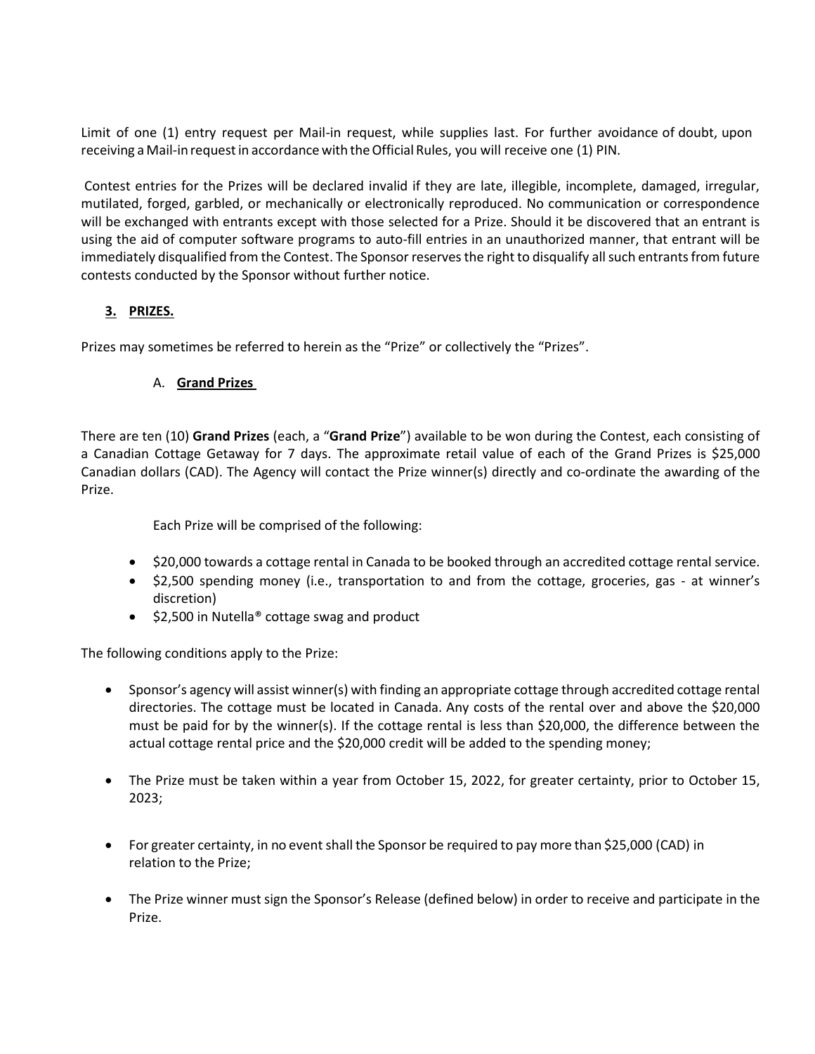Limit of one (1) entry request per Mail-in request, while supplies last. For further avoidance of doubt, upon receiving a Mail-in request in accordance with the Official Rules, you will receive one (1) PIN.

Contest entries for the Prizes will be declared invalid if they are late, illegible, incomplete, damaged, irregular, mutilated, forged, garbled, or mechanically or electronically reproduced. No communication or correspondence will be exchanged with entrants except with those selected for a Prize. Should it be discovered that an entrant is using the aid of computer software programs to auto-fill entries in an unauthorized manner, that entrant will be immediately disqualified from the Contest. The Sponsor reserves the right to disqualify all such entrants from future contests conducted by the Sponsor without further notice.

## 3. PRIZES.

Prizes may sometimes be referred to herein as the "Prize" or collectively the "Prizes".

### A. Grand Prizes

There are ten (10) **Grand Prizes** (each, a "**Grand Prize**") available to be won during the Contest, each consisting of a Canadian Cottage Getaway for 7 days. The approximate retail value of each of the Grand Prizes is $25,000 Canadian dollars (CAD). The Agency will contact the Prize winner(s) directly and co-ordinate the awarding of the Prize.

Each Prize will be comprised of the following:

- $20,000 towards a cottage rental in Canada to be booked through an accredited cottage rental service.
- $2,500 spending money (i.e., transportation to and from the cottage, groceries, gas - at winner's discretion)
- $2,500 in Nutella® cottage swag and product

The following conditions apply to the Prize:

- Sponsor's agency will assist winner(s) with finding an appropriate cottage through accredited cottage rental directories. The cottage must be located in Canada. Any costs of the rental over and above the $20,000 must be paid for by the winner(s). If the cottage rental is less than $20,000, the difference between the actual cottage rental price and the $20,000 credit will be added to the spending money;
- The Prize must be taken within a year from October 15, 2022, for greater certainty, prior to October 15, 2023;
- For greater certainty, in no event shall the Sponsor be required to pay more than $25,000 (CAD) in relation to the Prize;
- The Prize winner must sign the Sponsor's Release (defined below) in order to receive and participate in the Prize.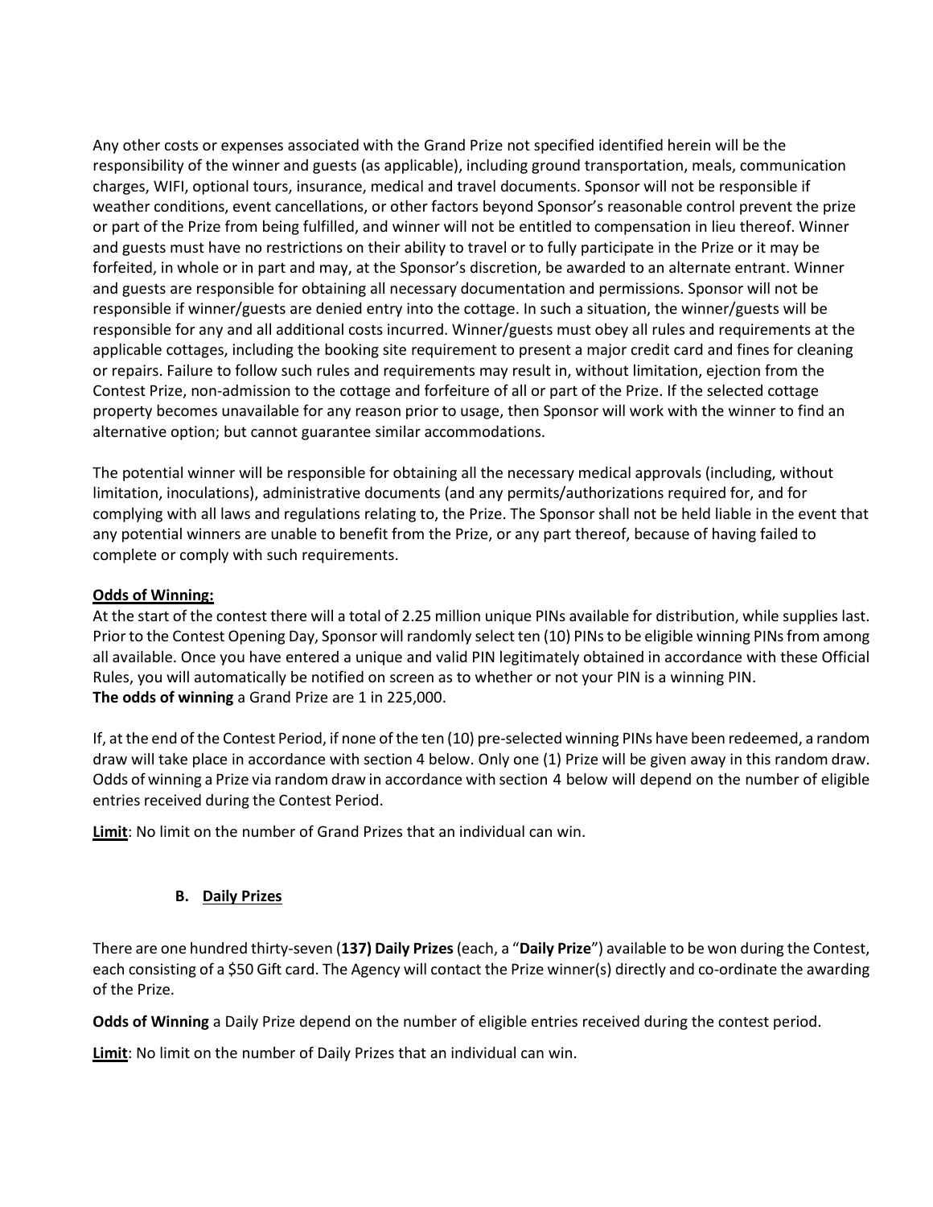Any other costs or expenses associated with the Grand Prize not specified identified herein will be the responsibility of the winner and guests (as applicable), including ground transportation, meals, communication charges, WIFI, optional tours, insurance, medical and travel documents. Sponsor will not be responsible if weather conditions, event cancellations, or other factors beyond Sponsor's reasonable control prevent the prize or part of the Prize from being fulfilled, and winner will not be entitled to compensation in lieu thereof. Winner and guests must have no restrictions on their ability to travel or to fully participate in the Prize or it may be forfeited, in whole or in part and may, at the Sponsor's discretion, be awarded to an alternate entrant. Winner and guests are responsible for obtaining all necessary documentation and permissions. Sponsor will not be responsible if winner/guests are denied entry into the cottage. In such a situation, the winner/guests will be responsible for any and all additional costs incurred. Winner/guests must obey all rules and requirements at the applicable cottages, including the booking site requirement to present a major credit card and fines for cleaning or repairs. Failure to follow such rules and requirements may result in, without limitation, ejection from the Contest Prize, non-admission to the cottage and forfeiture of all or part of the Prize. If the selected cottage property becomes unavailable for any reason prior to usage, then Sponsor will work with the winner to find an alternative option; but cannot guarantee similar accommodations.

The potential winner will be responsible for obtaining all the necessary medical approvals (including, without limitation, inoculations), administrative documents (and any permits/authorizations required for, and for complying with all laws and regulations relating to, the Prize. The Sponsor shall not be held liable in the event that any potential winners are unable to benefit from the Prize, or any part thereof, because of having failed to complete or comply with such requirements.

**Odds of Winning:**

At the start of the contest there will a total of 2.25 million unique PINs available for distribution, while supplies last. Prior to the Contest Opening Day, Sponsor will randomly select ten (10) PINs to be eligible winning PINs from among all available. Once you have entered a unique and valid PIN legitimately obtained in accordance with these Official Rules, you will automatically be notified on screen as to whether or not your PIN is a winning PIN.
**The odds of winning** a Grand Prize are 1 in 225,000.

If, at the end of the Contest Period, if none of the ten (10) pre-selected winning PINs have been redeemed, a random draw will take place in accordance with section 4 below. Only one (1) Prize will be given away in this random draw. Odds of winning a Prize via random draw in accordance with section 4 below will depend on the number of eligible entries received during the Contest Period.

**Limit**: No limit on the number of Grand Prizes that an individual can win.

### B. Daily Prizes

There are one hundred thirty-seven (**137) Daily Prizes** (each, a "**Daily Prize**") available to be won during the Contest, each consisting of a $50 Gift card. The Agency will contact the Prize winner(s) directly and co-ordinate the awarding of the Prize.

**Odds of Winning** a Daily Prize depend on the number of eligible entries received during the contest period.

**Limit**: No limit on the number of Daily Prizes that an individual can win.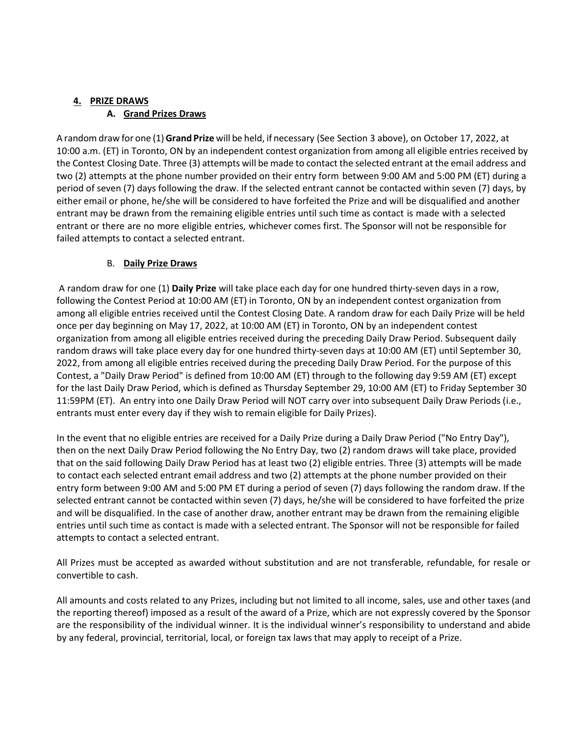## 4. PRIZE DRAWS

### A. Grand Prizes Draws

A random draw for one (1) **Grand Prize** will be held, if necessary (See Section 3 above), on October 17, 2022, at 10:00 a.m. (ET) in Toronto, ON by an independent contest organization from among all eligible entries received by the Contest Closing Date. Three (3) attempts will be made to contact the selected entrant at the email address and two (2) attempts at the phone number provided on their entry form between 9:00 AM and 5:00 PM (ET) during a period of seven (7) days following the draw. If the selected entrant cannot be contacted within seven (7) days, by either email or phone, he/she will be considered to have forfeited the Prize and will be disqualified and another entrant may be drawn from the remaining eligible entries until such time as contact is made with a selected entrant or there are no more eligible entries, whichever comes first. The Sponsor will not be responsible for failed attempts to contact a selected entrant.

### B. Daily Prize Draws

A random draw for one (1) **Daily Prize** will take place each day for one hundred thirty-seven days in a row, following the Contest Period at 10:00 AM (ET) in Toronto, ON by an independent contest organization from among all eligible entries received until the Contest Closing Date. A random draw for each Daily Prize will be held once per day beginning on May 17, 2022, at 10:00 AM (ET) in Toronto, ON by an independent contest organization from among all eligible entries received during the preceding Daily Draw Period. Subsequent daily random draws will take place every day for one hundred thirty-seven days at 10:00 AM (ET) until September 30, 2022, from among all eligible entries received during the preceding Daily Draw Period. For the purpose of this Contest, a "Daily Draw Period" is defined from 10:00 AM (ET) through to the following day 9:59 AM (ET) except for the last Daily Draw Period, which is defined as Thursday September 29, 10:00 AM (ET) to Friday September 30 11:59PM (ET). An entry into one Daily Draw Period will NOT carry over into subsequent Daily Draw Periods (i.e., entrants must enter every day if they wish to remain eligible for Daily Prizes).

In the event that no eligible entries are received for a Daily Prize during a Daily Draw Period ("No Entry Day"), then on the next Daily Draw Period following the No Entry Day, two (2) random draws will take place, provided that on the said following Daily Draw Period has at least two (2) eligible entries. Three (3) attempts will be made to contact each selected entrant email address and two (2) attempts at the phone number provided on their entry form between 9:00 AM and 5:00 PM ET during a period of seven (7) days following the random draw. If the selected entrant cannot be contacted within seven (7) days, he/she will be considered to have forfeited the prize and will be disqualified. In the case of another draw, another entrant may be drawn from the remaining eligible entries until such time as contact is made with a selected entrant. The Sponsor will not be responsible for failed attempts to contact a selected entrant.

All Prizes must be accepted as awarded without substitution and are not transferable, refundable, for resale or convertible to cash.

All amounts and costs related to any Prizes, including but not limited to all income, sales, use and other taxes (and the reporting thereof) imposed as a result of the award of a Prize, which are not expressly covered by the Sponsor are the responsibility of the individual winner. It is the individual winner's responsibility to understand and abide by any federal, provincial, territorial, local, or foreign tax laws that may apply to receipt of a Prize.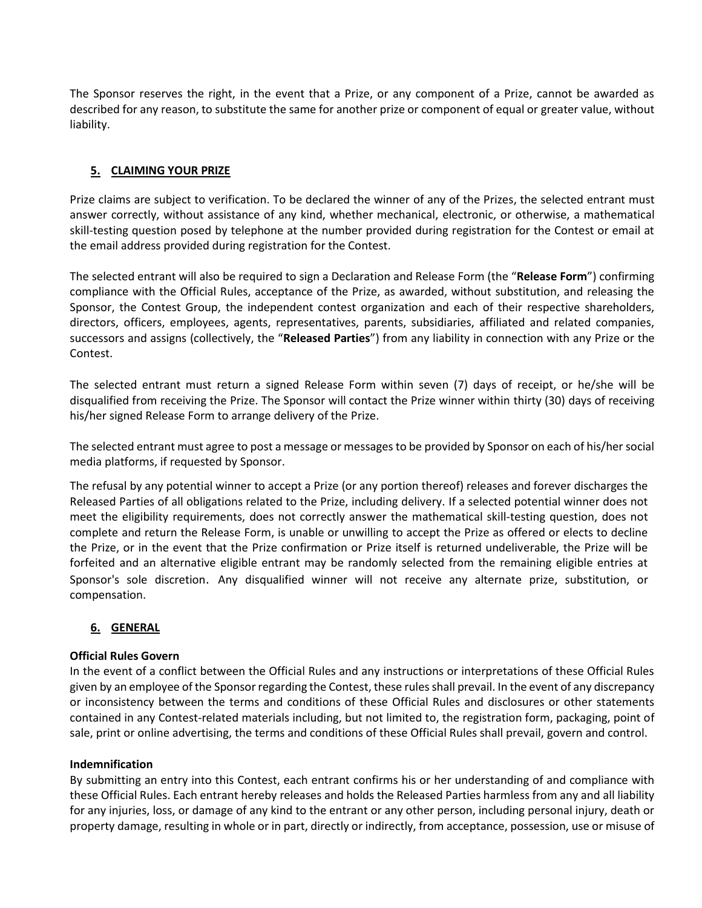The Sponsor reserves the right, in the event that a Prize, or any component of a Prize, cannot be awarded as described for any reason, to substitute the same for another prize or component of equal or greater value, without liability.

## 5. CLAIMING YOUR PRIZE

Prize claims are subject to verification. To be declared the winner of any of the Prizes, the selected entrant must answer correctly, without assistance of any kind, whether mechanical, electronic, or otherwise, a mathematical skill-testing question posed by telephone at the number provided during registration for the Contest or email at the email address provided during registration for the Contest.

The selected entrant will also be required to sign a Declaration and Release Form (the "**Release Form**") confirming compliance with the Official Rules, acceptance of the Prize, as awarded, without substitution, and releasing the Sponsor, the Contest Group, the independent contest organization and each of their respective shareholders, directors, officers, employees, agents, representatives, parents, subsidiaries, affiliated and related companies, successors and assigns (collectively, the "**Released Parties**") from any liability in connection with any Prize or the Contest.

The selected entrant must return a signed Release Form within seven (7) days of receipt, or he/she will be disqualified from receiving the Prize. The Sponsor will contact the Prize winner within thirty (30) days of receiving his/her signed Release Form to arrange delivery of the Prize.

The selected entrant must agree to post a message or messages to be provided by Sponsor on each of his/her social media platforms, if requested by Sponsor.

The refusal by any potential winner to accept a Prize (or any portion thereof) releases and forever discharges the Released Parties of all obligations related to the Prize, including delivery. If a selected potential winner does not meet the eligibility requirements, does not correctly answer the mathematical skill-testing question, does not complete and return the Release Form, is unable or unwilling to accept the Prize as offered or elects to decline the Prize, or in the event that the Prize confirmation or Prize itself is returned undeliverable, the Prize will be forfeited and an alternative eligible entrant may be randomly selected from the remaining eligible entries at Sponsor's sole discretion. Any disqualified winner will not receive any alternate prize, substitution, or compensation.

## 6. GENERAL

**Official Rules Govern**

In the event of a conflict between the Official Rules and any instructions or interpretations of these Official Rules given by an employee of the Sponsor regarding the Contest, these rules shall prevail. In the event of any discrepancy or inconsistency between the terms and conditions of these Official Rules and disclosures or other statements contained in any Contest-related materials including, but not limited to, the registration form, packaging, point of sale, print or online advertising, the terms and conditions of these Official Rules shall prevail, govern and control.

**Indemnification**

By submitting an entry into this Contest, each entrant confirms his or her understanding of and compliance with these Official Rules. Each entrant hereby releases and holds the Released Parties harmless from any and all liability for any injuries, loss, or damage of any kind to the entrant or any other person, including personal injury, death or property damage, resulting in whole or in part, directly or indirectly, from acceptance, possession, use or misuse of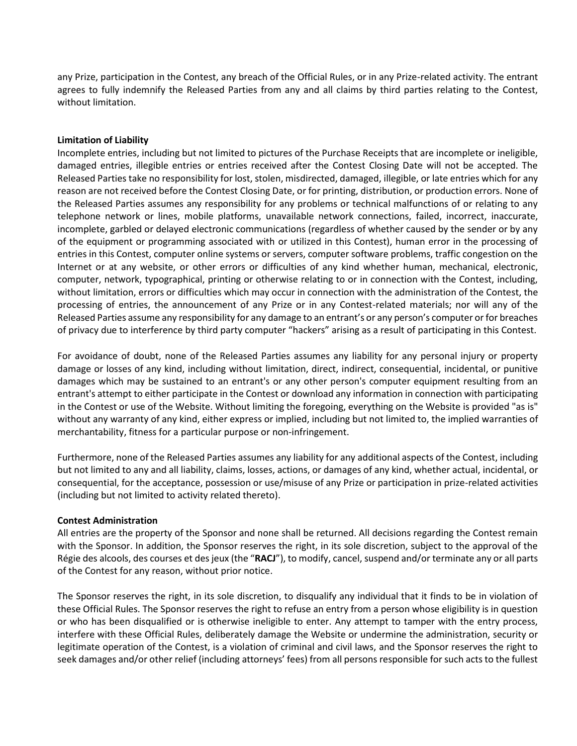any Prize, participation in the Contest, any breach of the Official Rules, or in any Prize-related activity. The entrant agrees to fully indemnify the Released Parties from any and all claims by third parties relating to the Contest, without limitation.

**Limitation of Liability**

Incomplete entries, including but not limited to pictures of the Purchase Receipts that are incomplete or ineligible, damaged entries, illegible entries or entries received after the Contest Closing Date will not be accepted. The Released Parties take no responsibility for lost, stolen, misdirected, damaged, illegible, or late entries which for any reason are not received before the Contest Closing Date, or for printing, distribution, or production errors. None of the Released Parties assumes any responsibility for any problems or technical malfunctions of or relating to any telephone network or lines, mobile platforms, unavailable network connections, failed, incorrect, inaccurate, incomplete, garbled or delayed electronic communications (regardless of whether caused by the sender or by any of the equipment or programming associated with or utilized in this Contest), human error in the processing of entries in this Contest, computer online systems or servers, computer software problems, traffic congestion on the Internet or at any website, or other errors or difficulties of any kind whether human, mechanical, electronic, computer, network, typographical, printing or otherwise relating to or in connection with the Contest, including, without limitation, errors or difficulties which may occur in connection with the administration of the Contest, the processing of entries, the announcement of any Prize or in any Contest-related materials; nor will any of the Released Parties assume any responsibility for any damage to an entrant's or any person's computer or for breaches of privacy due to interference by third party computer "hackers" arising as a result of participating in this Contest.

For avoidance of doubt, none of the Released Parties assumes any liability for any personal injury or property damage or losses of any kind, including without limitation, direct, indirect, consequential, incidental, or punitive damages which may be sustained to an entrant's or any other person's computer equipment resulting from an entrant's attempt to either participate in the Contest or download any information in connection with participating in the Contest or use of the Website. Without limiting the foregoing, everything on the Website is provided "as is" without any warranty of any kind, either express or implied, including but not limited to, the implied warranties of merchantability, fitness for a particular purpose or non-infringement.

Furthermore, none of the Released Parties assumes any liability for any additional aspects of the Contest, including but not limited to any and all liability, claims, losses, actions, or damages of any kind, whether actual, incidental, or consequential, for the acceptance, possession or use/misuse of any Prize or participation in prize-related activities (including but not limited to activity related thereto).

**Contest Administration**

All entries are the property of the Sponsor and none shall be returned. All decisions regarding the Contest remain with the Sponsor. In addition, the Sponsor reserves the right, in its sole discretion, subject to the approval of the Régie des alcools, des courses et des jeux (the "**RACJ**"), to modify, cancel, suspend and/or terminate any or all parts of the Contest for any reason, without prior notice.

The Sponsor reserves the right, in its sole discretion, to disqualify any individual that it finds to be in violation of these Official Rules. The Sponsor reserves the right to refuse an entry from a person whose eligibility is in question or who has been disqualified or is otherwise ineligible to enter. Any attempt to tamper with the entry process, interfere with these Official Rules, deliberately damage the Website or undermine the administration, security or legitimate operation of the Contest, is a violation of criminal and civil laws, and the Sponsor reserves the right to seek damages and/or other relief (including attorneys' fees) from all persons responsible for such acts to the fullest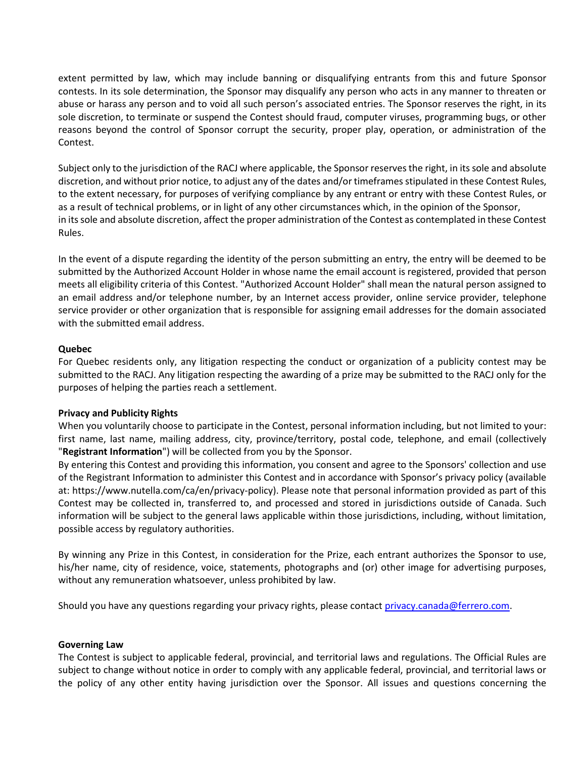extent permitted by law, which may include banning or disqualifying entrants from this and future Sponsor contests. In its sole determination, the Sponsor may disqualify any person who acts in any manner to threaten or abuse or harass any person and to void all such person's associated entries. The Sponsor reserves the right, in its sole discretion, to terminate or suspend the Contest should fraud, computer viruses, programming bugs, or other reasons beyond the control of Sponsor corrupt the security, proper play, operation, or administration of the Contest.

Subject only to the jurisdiction of the RACJ where applicable, the Sponsor reserves the right, in its sole and absolute discretion, and without prior notice, to adjust any of the dates and/or timeframes stipulated in these Contest Rules, to the extent necessary, for purposes of verifying compliance by any entrant or entry with these Contest Rules, or as a result of technical problems, or in light of any other circumstances which, in the opinion of the Sponsor, in its sole and absolute discretion, affect the proper administration of the Contest as contemplated in these Contest Rules.

In the event of a dispute regarding the identity of the person submitting an entry, the entry will be deemed to be submitted by the Authorized Account Holder in whose name the email account is registered, provided that person meets all eligibility criteria of this Contest. "Authorized Account Holder" shall mean the natural person assigned to an email address and/or telephone number, by an Internet access provider, online service provider, telephone service provider or other organization that is responsible for assigning email addresses for the domain associated with the submitted email address.

**Quebec**

For Quebec residents only, any litigation respecting the conduct or organization of a publicity contest may be submitted to the RACJ. Any litigation respecting the awarding of a prize may be submitted to the RACJ only for the purposes of helping the parties reach a settlement.

**Privacy and Publicity Rights**

When you voluntarily choose to participate in the Contest, personal information including, but not limited to your: first name, last name, mailing address, city, province/territory, postal code, telephone, and email (collectively "**Registrant Information**") will be collected from you by the Sponsor.

By entering this Contest and providing this information, you consent and agree to the Sponsors' collection and use of the Registrant Information to administer this Contest and in accordance with Sponsor's privacy policy (available at: https://www.nutella.com/ca/en/privacy-policy). Please note that personal information provided as part of this Contest may be collected in, transferred to, and processed and stored in jurisdictions outside of Canada. Such information will be subject to the general laws applicable within those jurisdictions, including, without limitation, possible access by regulatory authorities.

By winning any Prize in this Contest, in consideration for the Prize, each entrant authorizes the Sponsor to use, his/her name, city of residence, voice, statements, photographs and (or) other image for advertising purposes, without any remuneration whatsoever, unless prohibited by law.

Should you have any questions regarding your privacy rights, please contact privacy.canada@ferrero.com.

**Governing Law**

The Contest is subject to applicable federal, provincial, and territorial laws and regulations. The Official Rules are subject to change without notice in order to comply with any applicable federal, provincial, and territorial laws or the policy of any other entity having jurisdiction over the Sponsor. All issues and questions concerning the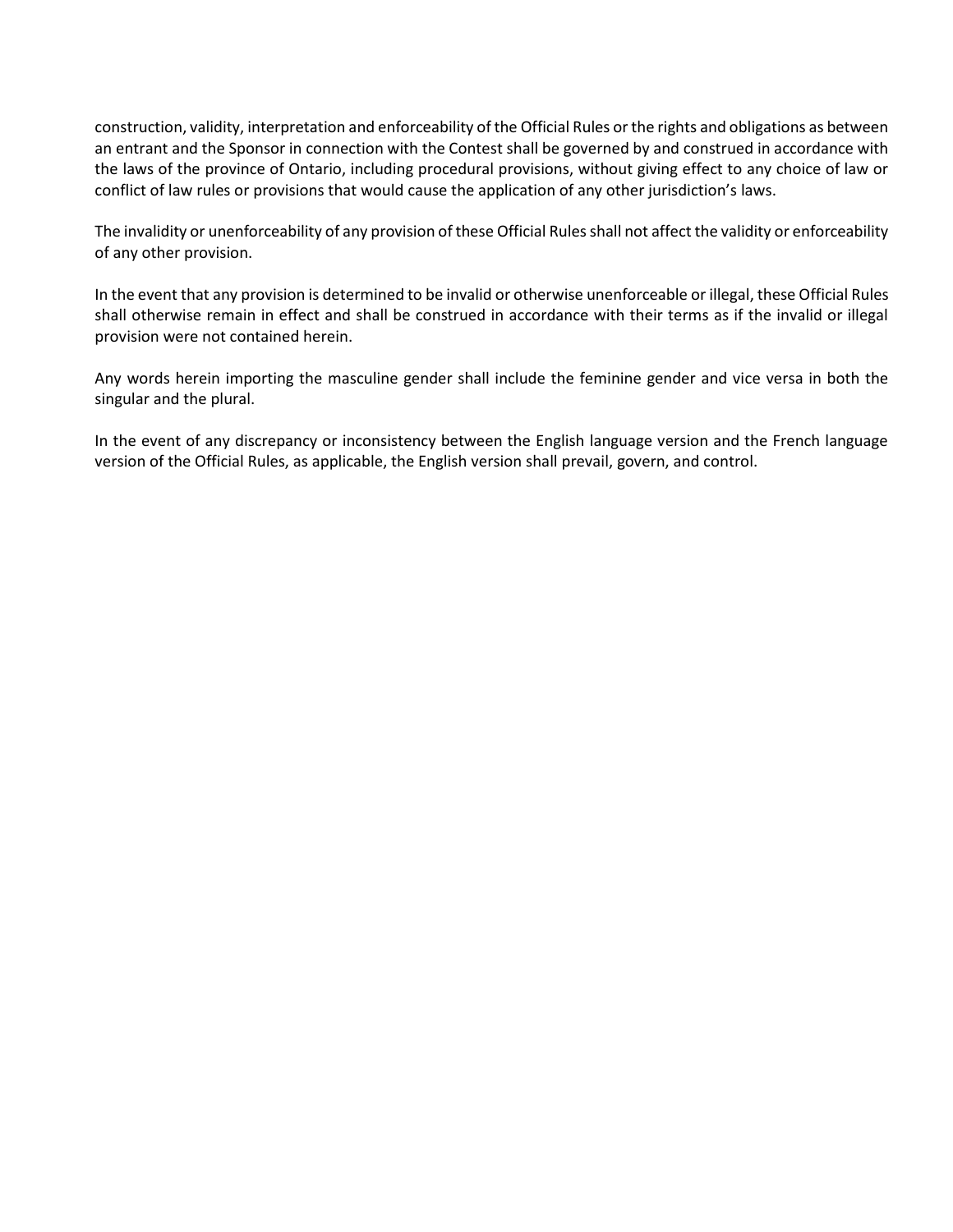construction, validity, interpretation and enforceability of the Official Rules or the rights and obligations as between an entrant and the Sponsor in connection with the Contest shall be governed by and construed in accordance with the laws of the province of Ontario, including procedural provisions, without giving effect to any choice of law or conflict of law rules or provisions that would cause the application of any other jurisdiction's laws.

The invalidity or unenforceability of any provision of these Official Rules shall not affect the validity or enforceability of any other provision.

In the event that any provision is determined to be invalid or otherwise unenforceable or illegal, these Official Rules shall otherwise remain in effect and shall be construed in accordance with their terms as if the invalid or illegal provision were not contained herein.

Any words herein importing the masculine gender shall include the feminine gender and vice versa in both the singular and the plural.

In the event of any discrepancy or inconsistency between the English language version and the French language version of the Official Rules, as applicable, the English version shall prevail, govern, and control.